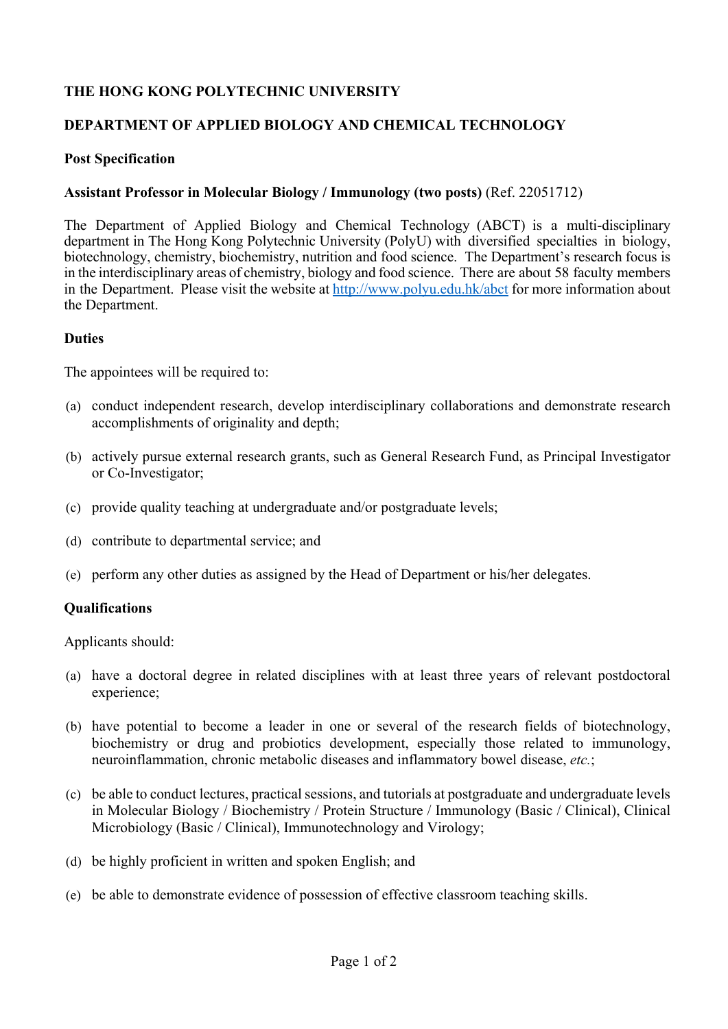# THE HONG KONG POLYTECHNIC UNIVERSITY

## DEPARTMENT OF APPLIED BIOLOGY AND CHEMICAL TECHNOLOGY

### Post Specification

**Assistant Professor in Molecular Biology / Immunology (two posts)** (Ref. 22051712)

The Department of Applied Biology and Chemical Technology (ABCT) is a multi-disciplinary department in The Hong Kong Polytechnic University (PolyU) with diversified specialties in biology, biotechnology, chemistry, biochemistry, nutrition and food science. The Department's research focus is in the interdisciplinary areas of chemistry, biology and food science. There are about 58 faculty members in the Department. Please visit the website at [http://www.polyu.edu.hk/abct](http://www.polyu.edu.hk/abct) for more information about the Department.

### Duties

The appointees will be required to:

(a) conduct independent research, develop interdisciplinary collaborations and demonstrate research accomplishments of originality and depth;

(b) actively pursue external research grants, such as General Research Fund, as Principal Investigator or Co-Investigator;

(c) provide quality teaching at undergraduate and/or postgraduate levels;

(d) contribute to departmental service; and

(e) perform any other duties as assigned by the Head of Department or his/her delegates.

### Qualifications

Applicants should:

(a) have a doctoral degree in related disciplines with at least three years of relevant postdoctoral experience;

(b) have potential to become a leader in one or several of the research fields of biotechnology, biochemistry or drug and probiotics development, especially those related to immunology, neuroinflammation, chronic metabolic diseases and inflammatory bowel disease, *etc.*;

(c) be able to conduct lectures, practical sessions, and tutorials at postgraduate and undergraduate levels in Molecular Biology / Biochemistry / Protein Structure / Immunology (Basic / Clinical), Clinical Microbiology (Basic / Clinical), Immunotechnology and Virology;

(d) be highly proficient in written and spoken English; and

(e) be able to demonstrate evidence of possession of effective classroom teaching skills.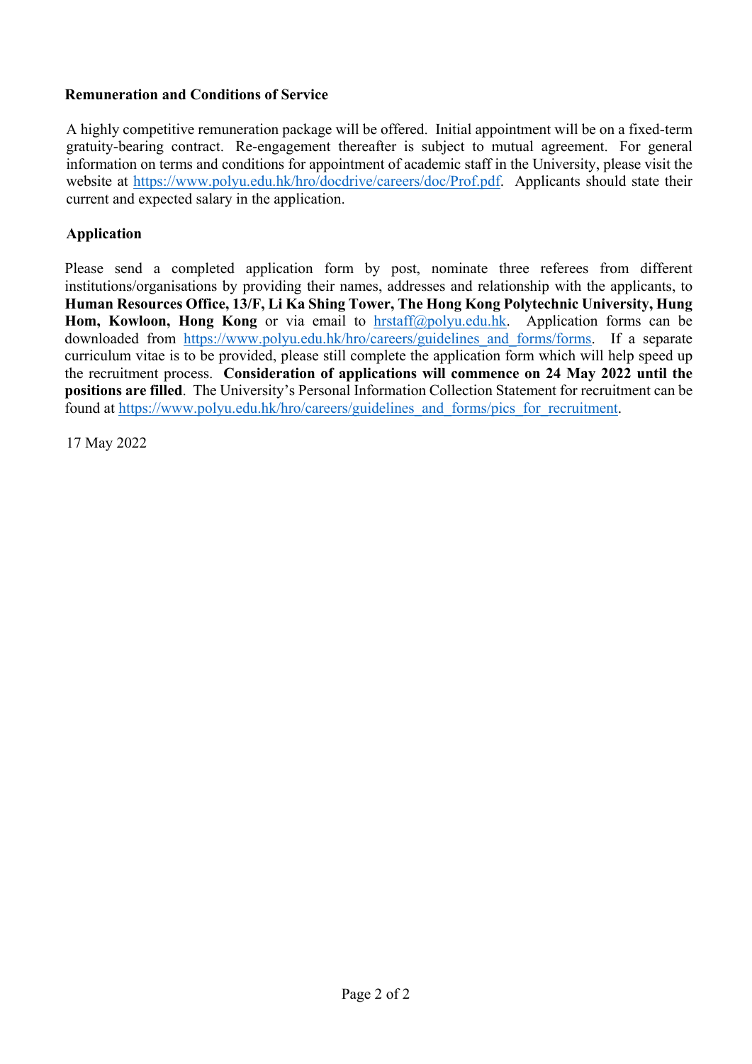**Remuneration and Conditions of Service**

A highly competitive remuneration package will be offered. Initial appointment will be on a fixed-term gratuity-bearing contract. Re-engagement thereafter is subject to mutual agreement. For general information on terms and conditions for appointment of academic staff in the University, please visit the website at https://www.polyu.edu.hk/hro/docdrive/careers/doc/Prof.pdf. Applicants should state their current and expected salary in the application.

**Application**

Please send a completed application form by post, nominate three referees from different institutions/organisations by providing their names, addresses and relationship with the applicants, to **Human Resources Office, 13/F, Li Ka Shing Tower, The Hong Kong Polytechnic University, Hung Hom, Kowloon, Hong Kong** or via email to hrstaff@polyu.edu.hk. Application forms can be downloaded from https://www.polyu.edu.hk/hro/careers/guidelines_and_forms/forms. If a separate curriculum vitae is to be provided, please still complete the application form which will help speed up the recruitment process. **Consideration of applications will commence on 24 May 2022 until the positions are filled**. The University's Personal Information Collection Statement for recruitment can be found at https://www.polyu.edu.hk/hro/careers/guidelines_and_forms/pics_for_recruitment.

17 May 2022